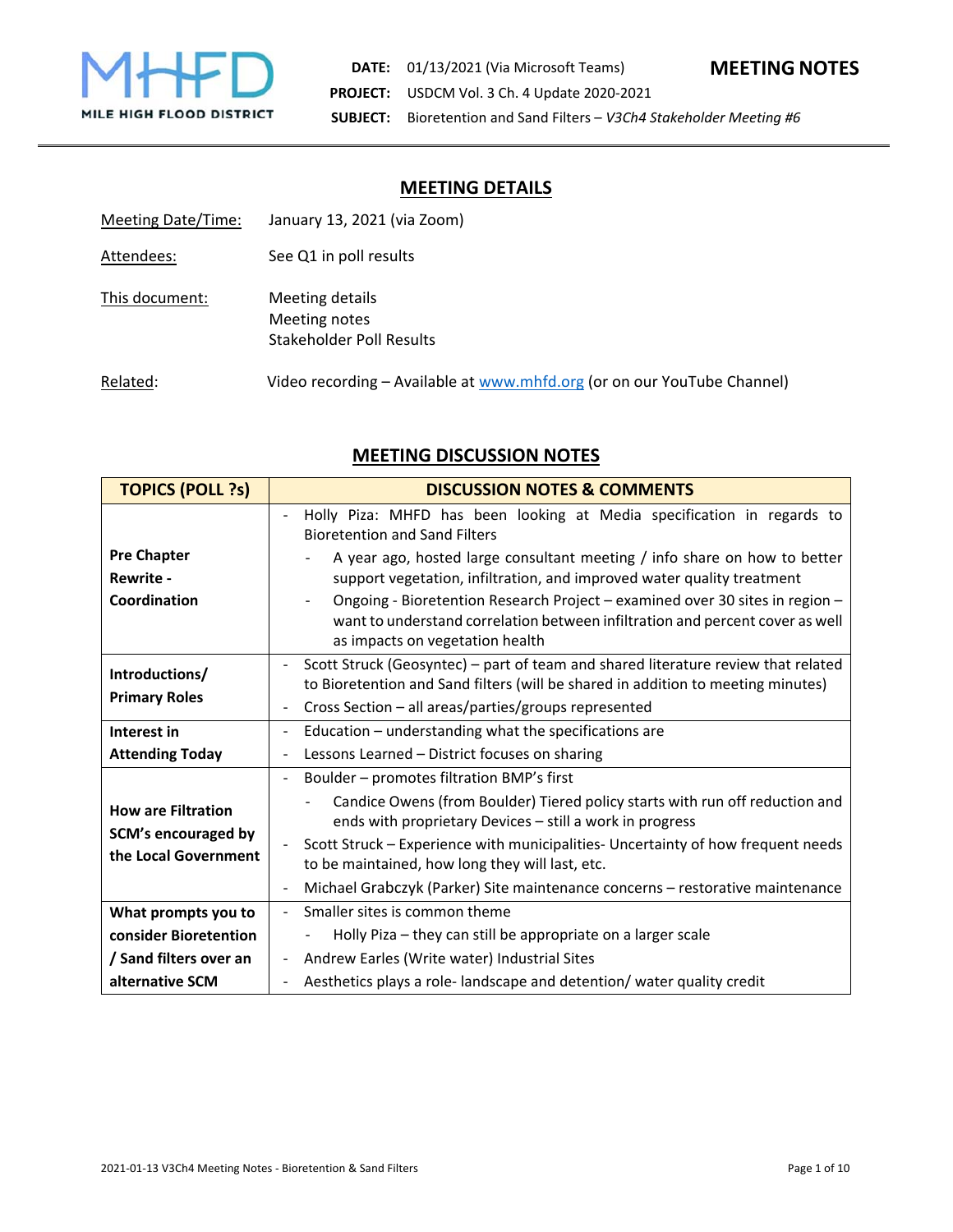MILE HIGH FLOOD DISTRICT

**MEETING NOTES**

**DATE:** 01/13/2021 (Via Microsoft Teams)
**PROJECT:** USDCM Vol. 3 Ch. 4 Update 2020-2021
**SUBJECT:** Bioretention and Sand Filters – *V3Ch4 Stakeholder Meeting #6*

## MEETING DETAILS

Meeting Date/Time: January 13, 2021 (via Zoom)

Attendees: See Q1 in poll results

This document: Meeting details
Meeting notes
Stakeholder Poll Results

Related: Video recording – Available at www.mhfd.org (or on our YouTube Channel)

## MEETING DISCUSSION NOTES

| TOPICS (POLL ?s) | DISCUSSION NOTES & COMMENTS |
|---|---|
| **Pre Chapter Rewrite - Coordination** | - Holly Piza: MHFD has been looking at Media specification in regards to Bioretention and Sand Filters<br>&nbsp;&nbsp;&nbsp;&nbsp;- A year ago, hosted large consultant meeting / info share on how to better support vegetation, infiltration, and improved water quality treatment<br>&nbsp;&nbsp;&nbsp;&nbsp;- Ongoing - Bioretention Research Project – examined over 30 sites in region – want to understand correlation between infiltration and percent cover as well as impacts on vegetation health |
| **Introductions/ Primary Roles** | - Scott Struck (Geosyntec) – part of team and shared literature review that related to Bioretention and Sand filters (will be shared in addition to meeting minutes)<br>- Cross Section – all areas/parties/groups represented |
| **Interest in Attending Today** | - Education – understanding what the specifications are<br>- Lessons Learned – District focuses on sharing |
| **How are Filtration SCM's encouraged by the Local Government** | - Boulder – promotes filtration BMP's first<br>&nbsp;&nbsp;&nbsp;&nbsp;- Candice Owens (from Boulder) Tiered policy starts with run off reduction and ends with proprietary Devices – still a work in progress<br>- Scott Struck – Experience with municipalities- Uncertainty of how frequent needs to be maintained, how long they will last, etc.<br>- Michael Grabczyk (Parker) Site maintenance concerns – restorative maintenance |
| **What prompts you to consider Bioretention / Sand filters over an alternative SCM** | - Smaller sites is common theme<br>&nbsp;&nbsp;&nbsp;&nbsp;- Holly Piza – they can still be appropriate on a larger scale<br>- Andrew Earles (Write water) Industrial Sites<br>- Aesthetics plays a role- landscape and detention/ water quality credit |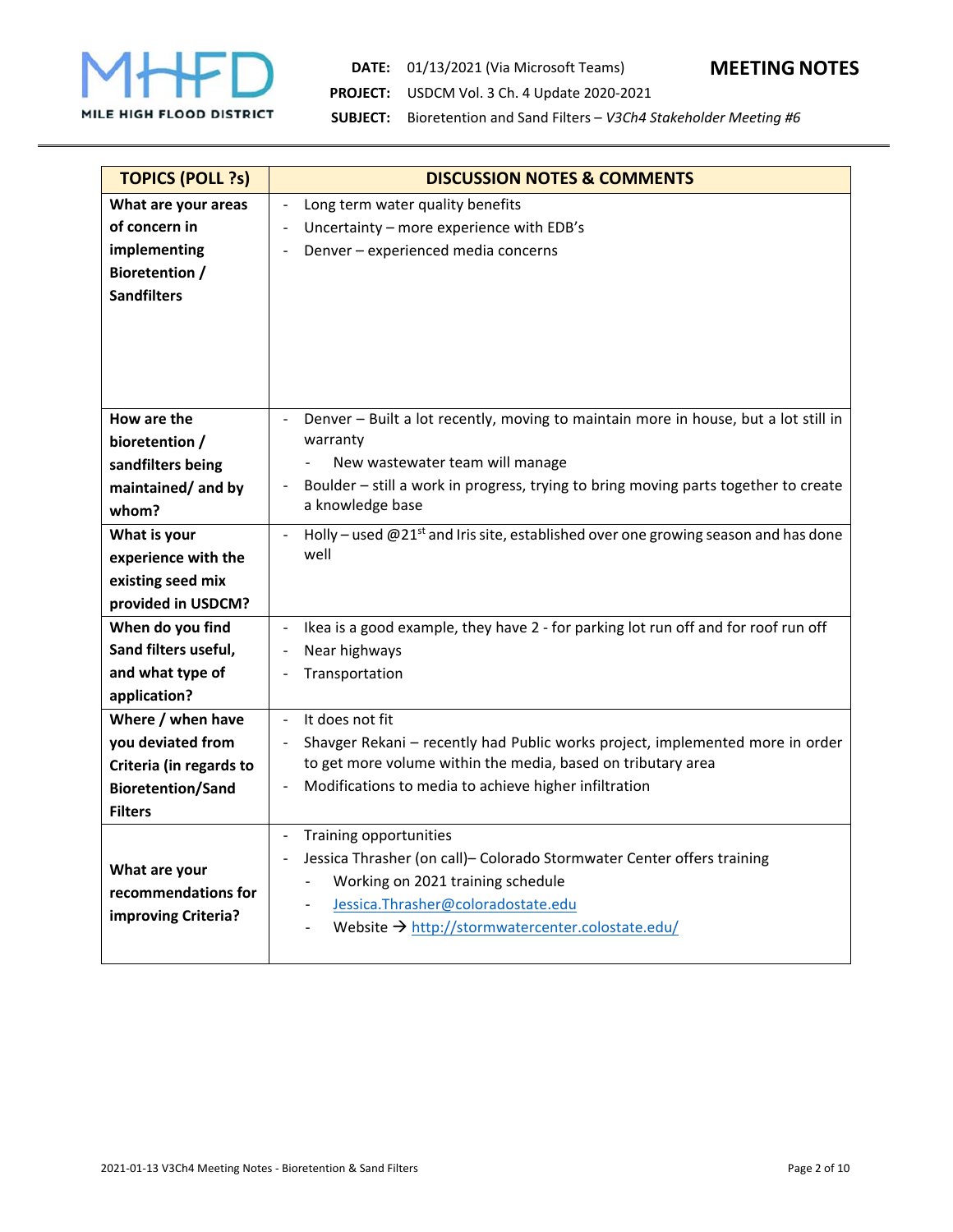**DATE:** 01/13/2021 (Via Microsoft Teams)

**MEETING NOTES**

**PROJECT:** USDCM Vol. 3 Ch. 4 Update 2020-2021

**SUBJECT:** Bioretention and Sand Filters – *V3Ch4 Stakeholder Meeting #6*

| TOPICS (POLL ?s) | DISCUSSION NOTES & COMMENTS |
|---|---|
| **What are your areas of concern in implementing Bioretention / Sandfilters** | - Long term water quality benefits<br>- Uncertainty – more experience with EDB's<br>- Denver – experienced media concerns |
| **How are the bioretention / sandfilters being maintained/ and by whom?** | - Denver – Built a lot recently, moving to maintain more in house, but a lot still in warranty<br>&nbsp;&nbsp;&nbsp;&nbsp;- New wastewater team will manage<br>- Boulder – still a work in progress, trying to bring moving parts together to create a knowledge base |
| **What is your experience with the existing seed mix provided in USDCM?** | - Holly – used @21st and Iris site, established over one growing season and has done well |
| **When do you find Sand filters useful, and what type of application?** | - Ikea is a good example, they have 2 - for parking lot run off and for roof run off<br>- Near highways<br>- Transportation |
| **Where / when have you deviated from Criteria (in regards to Bioretention/Sand Filters** | - It does not fit<br>- Shavger Rekani – recently had Public works project, implemented more in order to get more volume within the media, based on tributary area<br>- Modifications to media to achieve higher infiltration |
| **What are your recommendations for improving Criteria?** | - Training opportunities<br>- Jessica Thrasher (on call)– Colorado Stormwater Center offers training<br>&nbsp;&nbsp;&nbsp;&nbsp;- Working on 2021 training schedule<br>&nbsp;&nbsp;&nbsp;&nbsp;- Jessica.Thrasher@coloradostate.edu<br>&nbsp;&nbsp;&nbsp;&nbsp;- Website → http://stormwatercenter.colostate.edu/ |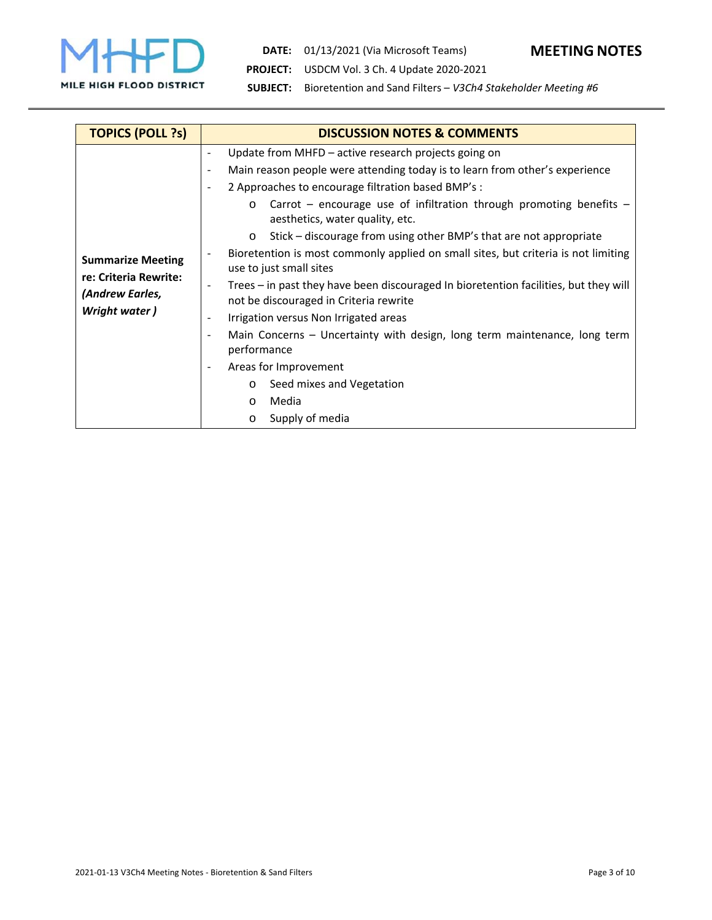**DATE:** 01/13/2021 (Via Microsoft Teams)

**MEETING NOTES**

**PROJECT:** USDCM Vol. 3 Ch. 4 Update 2020-2021

**SUBJECT:** Bioretention and Sand Filters – *V3Ch4 Stakeholder Meeting #6*

| TOPICS (POLL ?s) | DISCUSSION NOTES & COMMENTS |
|---|---|
| **Summarize Meeting re: Criteria Rewrite: *(Andrew Earles, Wright water )*** | - Update from MHFD – active research projects going on<br>- Main reason people were attending today is to learn from other's experience<br>- 2 Approaches to encourage filtration based BMP's :<br>&nbsp;&nbsp;&nbsp;&nbsp;o Carrot – encourage use of infiltration through promoting benefits – aesthetics, water quality, etc.<br>&nbsp;&nbsp;&nbsp;&nbsp;o Stick – discourage from using other BMP's that are not appropriate<br>- Bioretention is most commonly applied on small sites, but criteria is not limiting use to just small sites<br>- Trees – in past they have been discouraged In bioretention facilities, but they will not be discouraged in Criteria rewrite<br>- Irrigation versus Non Irrigated areas<br>- Main Concerns – Uncertainty with design, long term maintenance, long term performance<br>- Areas for Improvement<br>&nbsp;&nbsp;&nbsp;&nbsp;o Seed mixes and Vegetation<br>&nbsp;&nbsp;&nbsp;&nbsp;o Media<br>&nbsp;&nbsp;&nbsp;&nbsp;o Supply of media |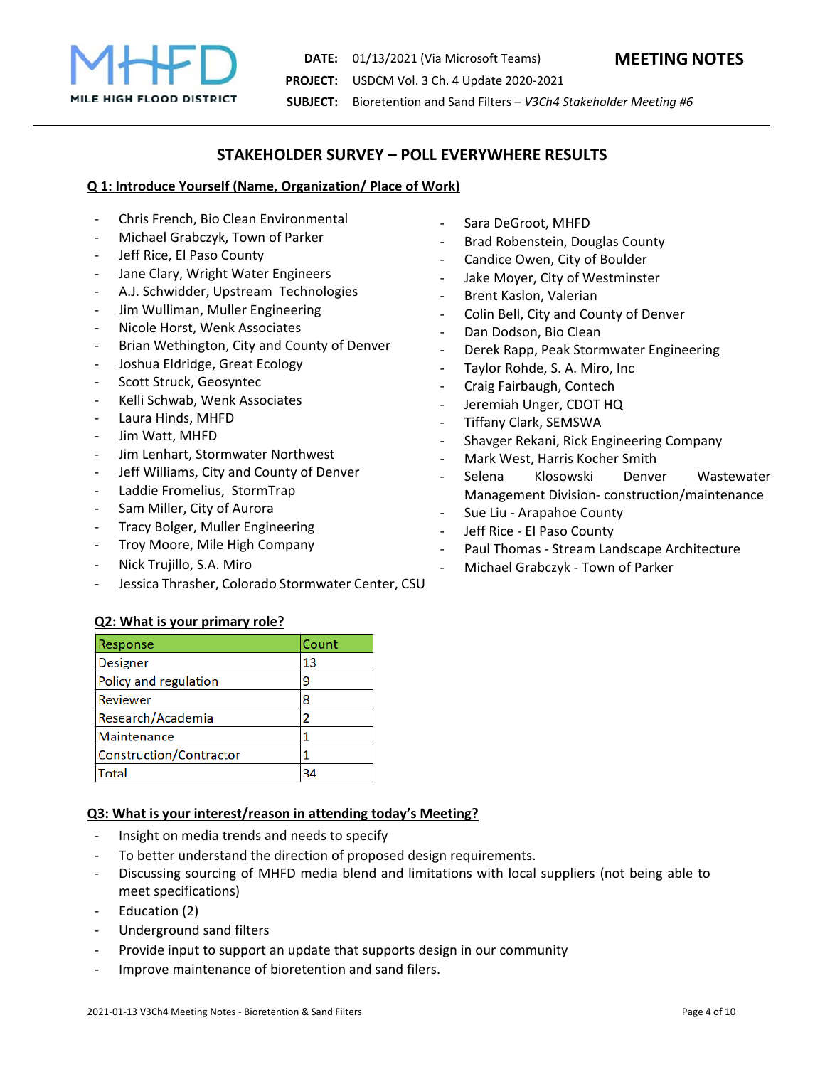**MILE HIGH FLOOD DISTRICT**

**DATE:** 01/13/2021 (Via Microsoft Teams)

**PROJECT:** USDCM Vol. 3 Ch. 4 Update 2020-2021

**SUBJECT:** Bioretention and Sand Filters – *V3Ch4 Stakeholder Meeting #6*

**MEETING NOTES**

## STAKEHOLDER SURVEY – POLL EVERYWHERE RESULTS

### Q 1: Introduce Yourself (Name, Organization/ Place of Work)

- Chris French, Bio Clean Environmental
- Michael Grabczyk, Town of Parker
- Jeff Rice, El Paso County
- Jane Clary, Wright Water Engineers
- A.J. Schwidder, Upstream Technologies
- Jim Wulliman, Muller Engineering
- Nicole Horst, Wenk Associates
- Brian Wethington, City and County of Denver
- Joshua Eldridge, Great Ecology
- Scott Struck, Geosyntec
- Kelli Schwab, Wenk Associates
- Laura Hinds, MHFD
- Jim Watt, MHFD
- Jim Lenhart, Stormwater Northwest
- Jeff Williams, City and County of Denver
- Laddie Fromelius, StormTrap
- Sam Miller, City of Aurora
- Tracy Bolger, Muller Engineering
- Troy Moore, Mile High Company
- Nick Trujillo, S.A. Miro
- Jessica Thrasher, Colorado Stormwater Center, CSU
- Sara DeGroot, MHFD
- Brad Robenstein, Douglas County
- Candice Owen, City of Boulder
- Jake Moyer, City of Westminster
- Brent Kaslon, Valerian
- Colin Bell, City and County of Denver
- Dan Dodson, Bio Clean
- Derek Rapp, Peak Stormwater Engineering
- Taylor Rohde, S. A. Miro, Inc
- Craig Fairbaugh, Contech
- Jeremiah Unger, CDOT HQ
- Tiffany Clark, SEMSWA
- Shavger Rekani, Rick Engineering Company
- Mark West, Harris Kocher Smith
- Selena Klosowski Denver Wastewater Management Division- construction/maintenance
- Sue Liu - Arapahoe County
- Jeff Rice - El Paso County
- Paul Thomas - Stream Landscape Architecture
- Michael Grabczyk - Town of Parker

### Q2: What is your primary role?

| Response | Count |
|---|---|
| Designer | 13 |
| Policy and regulation | 9 |
| Reviewer | 8 |
| Research/Academia | 2 |
| Maintenance | 1 |
| Construction/Contractor | 1 |
| Total | 34 |

### Q3: What is your interest/reason in attending today's Meeting?

- Insight on media trends and needs to specify
- To better understand the direction of proposed design requirements.
- Discussing sourcing of MHFD media blend and limitations with local suppliers (not being able to meet specifications)
- Education (2)
- Underground sand filters
- Provide input to support an update that supports design in our community
- Improve maintenance of bioretention and sand filers.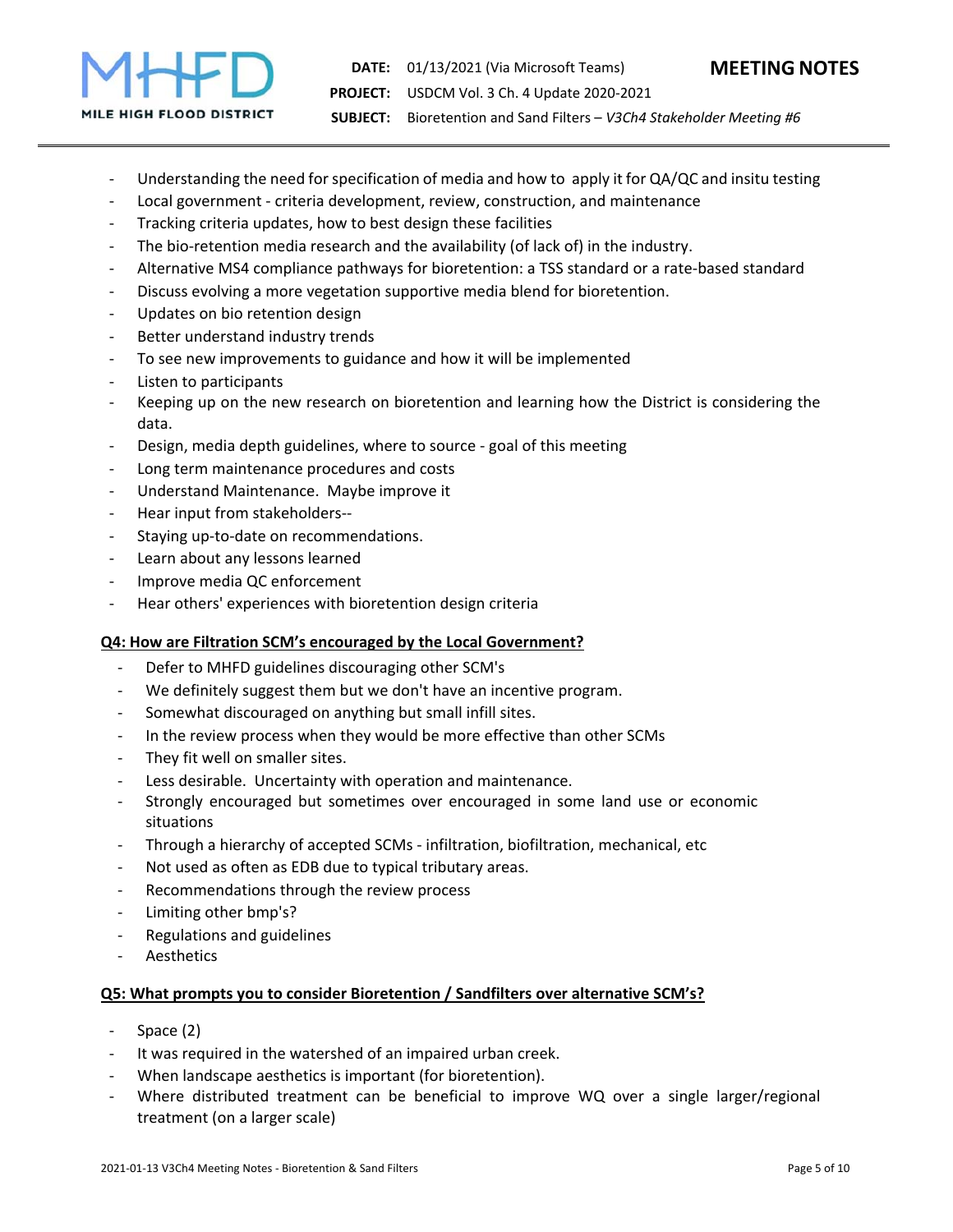- Understanding the need for specification of media and how to  apply it for QA/QC and insitu testing
- Local government - criteria development, review, construction, and maintenance
- Tracking criteria updates, how to best design these facilities
- The bio-retention media research and the availability (of lack of) in the industry.
- Alternative MS4 compliance pathways for bioretention: a TSS standard or a rate-based standard
- Discuss evolving a more vegetation supportive media blend for bioretention.
- Updates on bio retention design
- Better understand industry trends
- To see new improvements to guidance and how it will be implemented
- Listen to participants
- Keeping up on the new research on bioretention and learning how the District is considering the data.
- Design, media depth guidelines, where to source - goal of this meeting
- Long term maintenance procedures and costs
- Understand Maintenance.  Maybe improve it
- Hear input from stakeholders--
- Staying up-to-date on recommendations.
- Learn about any lessons learned
- Improve media QC enforcement
- Hear others' experiences with bioretention design criteria

**Q4: How are Filtration SCM's encouraged by the Local Government?**

- Defer to MHFD guidelines discouraging other SCM's
- We definitely suggest them but we don't have an incentive program.
- Somewhat discouraged on anything but small infill sites.
- In the review process when they would be more effective than other SCMs
- They fit well on smaller sites.
- Less desirable.  Uncertainty with operation and maintenance.
- Strongly encouraged but sometimes over encouraged in some land use or economic situations
- Through a hierarchy of accepted SCMs - infiltration, biofiltration, mechanical, etc
- Not used as often as EDB due to typical tributary areas.
- Recommendations through the review process
- Limiting other bmp's?
- Regulations and guidelines
- Aesthetics

**Q5: What prompts you to consider Bioretention / Sandfilters over alternative SCM's?**

- Space (2)
- It was required in the watershed of an impaired urban creek.
- When landscape aesthetics is important (for bioretention).
- Where distributed treatment can be beneficial to improve WQ over a single larger/regional treatment (on a larger scale)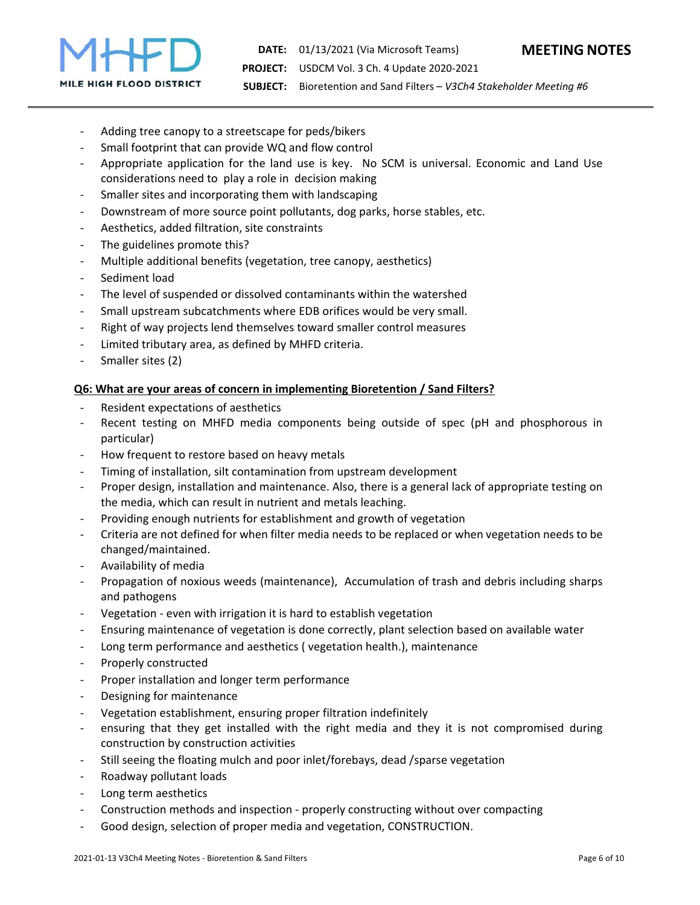- Adding tree canopy to a streetscape for peds/bikers
- Small footprint that can provide WQ and flow control
- Appropriate application for the land use is key. No SCM is universal. Economic and Land Use considerations need to play a role in decision making
- Smaller sites and incorporating them with landscaping
- Downstream of more source point pollutants, dog parks, horse stables, etc.
- Aesthetics, added filtration, site constraints
- The guidelines promote this?
- Multiple additional benefits (vegetation, tree canopy, aesthetics)
- Sediment load
- The level of suspended or dissolved contaminants within the watershed
- Small upstream subcatchments where EDB orifices would be very small.
- Right of way projects lend themselves toward smaller control measures
- Limited tributary area, as defined by MHFD criteria.
- Smaller sites (2)

**Q6: What are your areas of concern in implementing Bioretention / Sand Filters?**

- Resident expectations of aesthetics
- Recent testing on MHFD media components being outside of spec (pH and phosphorous in particular)
- How frequent to restore based on heavy metals
- Timing of installation, silt contamination from upstream development
- Proper design, installation and maintenance. Also, there is a general lack of appropriate testing on the media, which can result in nutrient and metals leaching.
- Providing enough nutrients for establishment and growth of vegetation
- Criteria are not defined for when filter media needs to be replaced or when vegetation needs to be changed/maintained.
- Availability of media
- Propagation of noxious weeds (maintenance), Accumulation of trash and debris including sharps and pathogens
- Vegetation - even with irrigation it is hard to establish vegetation
- Ensuring maintenance of vegetation is done correctly, plant selection based on available water
- Long term performance and aesthetics ( vegetation health.), maintenance
- Properly constructed
- Proper installation and longer term performance
- Designing for maintenance
- Vegetation establishment, ensuring proper filtration indefinitely
- ensuring that they get installed with the right media and they it is not compromised during construction by construction activities
- Still seeing the floating mulch and poor inlet/forebays, dead /sparse vegetation
- Roadway pollutant loads
- Long term aesthetics
- Construction methods and inspection - properly constructing without over compacting
- Good design, selection of proper media and vegetation, CONSTRUCTION.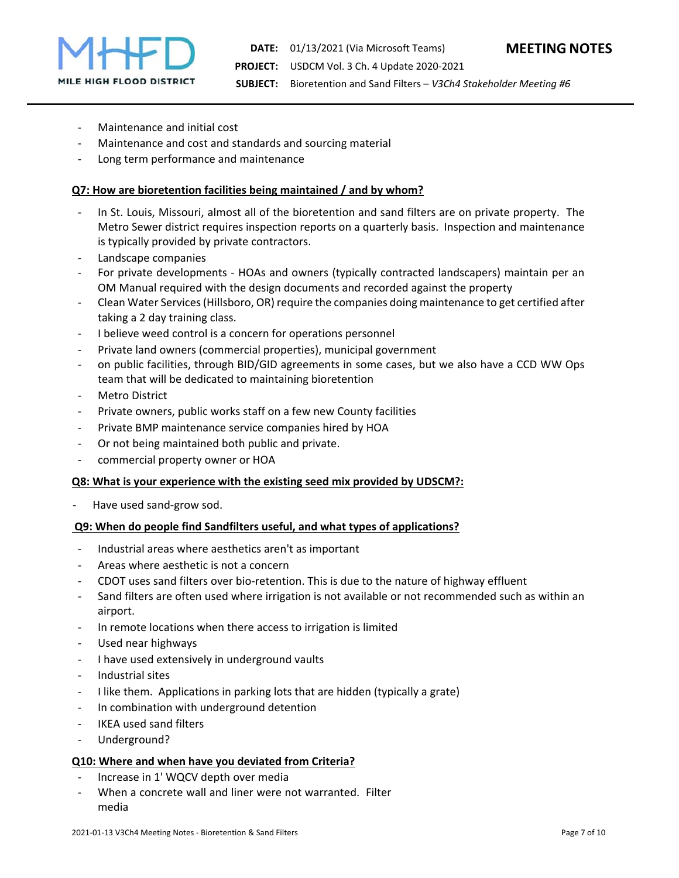- Maintenance and initial cost
- Maintenance and cost and standards and sourcing material
- Long term performance and maintenance

**Q7: How are bioretention facilities being maintained / and by whom?**

- In St. Louis, Missouri, almost all of the bioretention and sand filters are on private property. The Metro Sewer district requires inspection reports on a quarterly basis. Inspection and maintenance is typically provided by private contractors.
- Landscape companies
- For private developments - HOAs and owners (typically contracted landscapers) maintain per an OM Manual required with the design documents and recorded against the property
- Clean Water Services (Hillsboro, OR) require the companies doing maintenance to get certified after taking a 2 day training class.
- I believe weed control is a concern for operations personnel
- Private land owners (commercial properties), municipal government
- on public facilities, through BID/GID agreements in some cases, but we also have a CCD WW Ops team that will be dedicated to maintaining bioretention
- Metro District
- Private owners, public works staff on a few new County facilities
- Private BMP maintenance service companies hired by HOA
- Or not being maintained both public and private.
- commercial property owner or HOA

**Q8: What is your experience with the existing seed mix provided by UDSCM?:**

- Have used sand-grow sod.

**Q9: When do people find Sandfilters useful, and what types of applications?**

- Industrial areas where aesthetics aren't as important
- Areas where aesthetic is not a concern
- CDOT uses sand filters over bio-retention. This is due to the nature of highway effluent
- Sand filters are often used where irrigation is not available or not recommended such as within an airport.
- In remote locations when there access to irrigation is limited
- Used near highways
- I have used extensively in underground vaults
- Industrial sites
- I like them. Applications in parking lots that are hidden (typically a grate)
- In combination with underground detention
- IKEA used sand filters
- Underground?

**Q10: Where and when have you deviated from Criteria?**

- Increase in 1' WQCV depth over media
- When a concrete wall and liner were not warranted. Filter media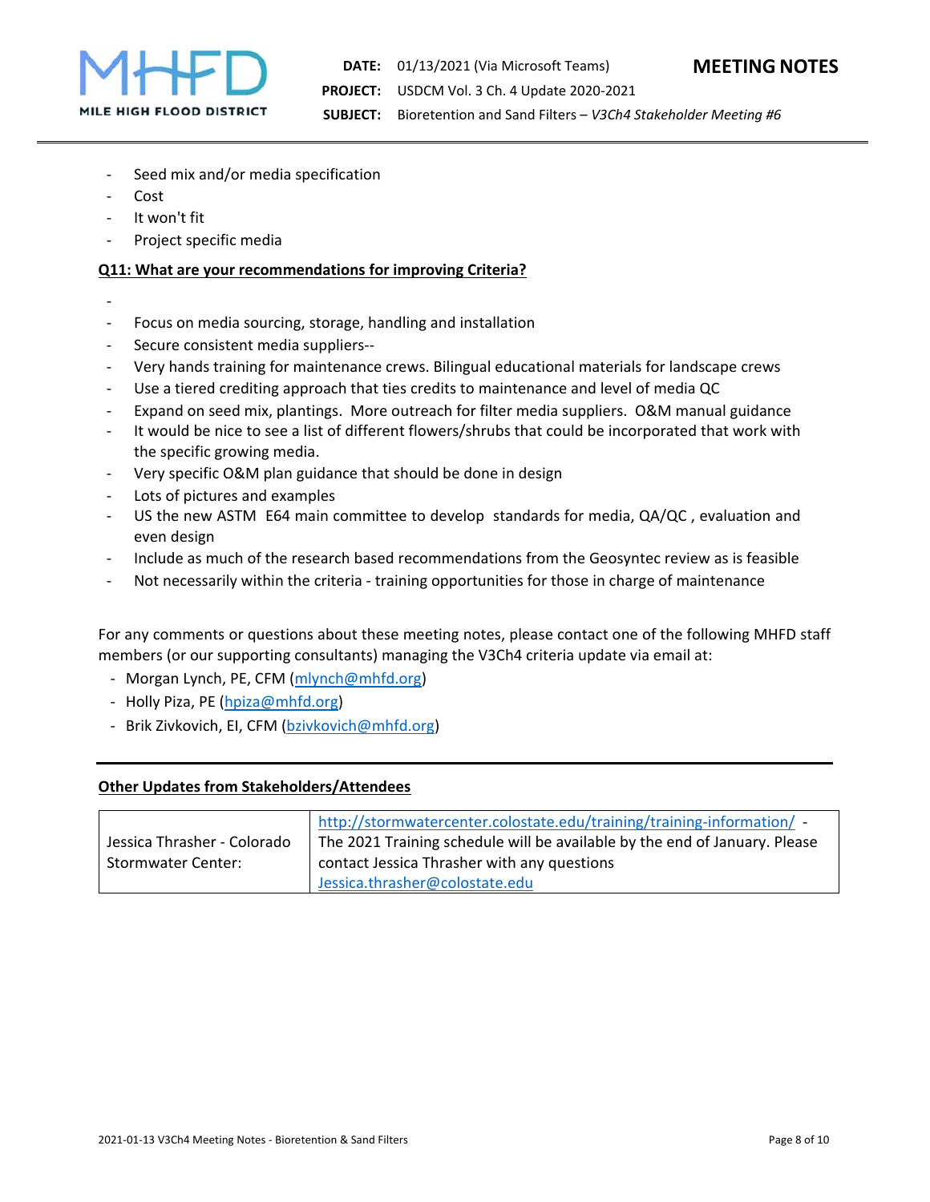- Seed mix and/or media specification
- Cost
- It won't fit
- Project specific media

**Q11: What are your recommendations for improving Criteria?**

- 
- Focus on media sourcing, storage, handling and installation
- Secure consistent media suppliers--
- Very hands training for maintenance crews. Bilingual educational materials for landscape crews
- Use a tiered crediting approach that ties credits to maintenance and level of media QC
- Expand on seed mix, plantings. More outreach for filter media suppliers. O&M manual guidance
- It would be nice to see a list of different flowers/shrubs that could be incorporated that work with the specific growing media.
- Very specific O&M plan guidance that should be done in design
- Lots of pictures and examples
- US the new ASTM E64 main committee to develop standards for media, QA/QC , evaluation and even design
- Include as much of the research based recommendations from the Geosyntec review as is feasible
- Not necessarily within the criteria - training opportunities for those in charge of maintenance

For any comments or questions about these meeting notes, please contact one of the following MHFD staff members (or our supporting consultants) managing the V3Ch4 criteria update via email at:

- Morgan Lynch, PE, CFM (mlynch@mhfd.org)
- Holly Piza, PE (hpiza@mhfd.org)
- Brik Zivkovich, EI, CFM (bzivkovich@mhfd.org)

---

**Other Updates from Stakeholders/Attendees**

| | |
|---|---|
| Jessica Thrasher - Colorado Stormwater Center: | http://stormwatercenter.colostate.edu/training/training-information/ - The 2021 Training schedule will be available by the end of January. Please contact Jessica Thrasher with any questions Jessica.thrasher@colostate.edu |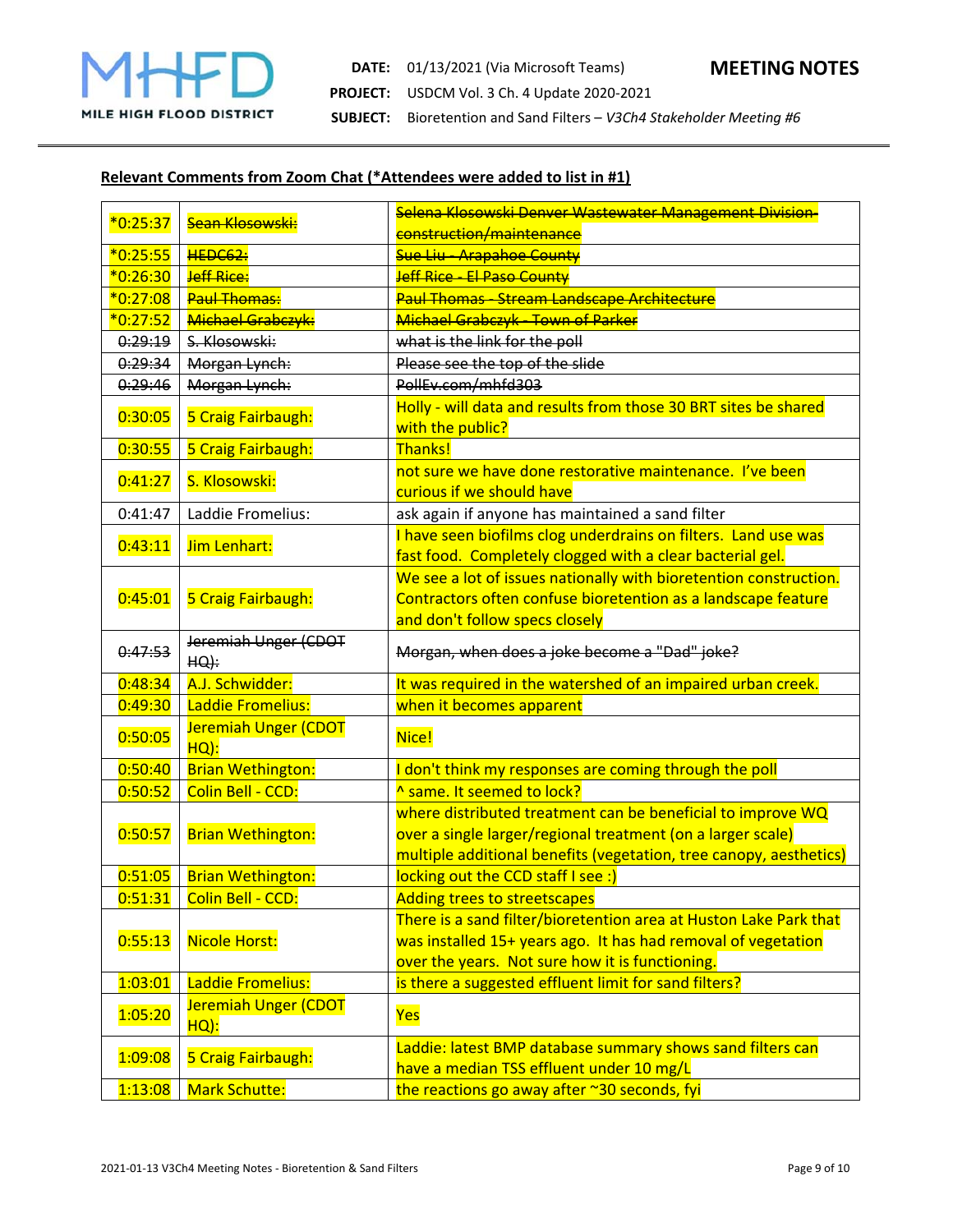**DATE:** 01/13/2021 (Via Microsoft Teams)

**MEETING NOTES**

**PROJECT:** USDCM Vol. 3 Ch. 4 Update 2020-2021

**SUBJECT:** Bioretention and Sand Filters – *V3Ch4 Stakeholder Meeting #6*

**Relevant Comments from Zoom Chat (*Attendees were added to list in #1)**

| | | |
|---|---|---|
| *0:25:37 | ~~Sean Klosowski:~~ | ~~Selena Klosowski Denver Wastewater Management Division-construction/maintenance~~ |
| *0:25:55 | ~~HEDC62:~~ | ~~Sue Liu - Arapahoe County~~ |
| *0:26:30 | ~~Jeff Rice:~~ | ~~Jeff Rice - El Paso County~~ |
| *0:27:08 | ~~Paul Thomas:~~ | ~~Paul Thomas - Stream Landscape Architecture~~ |
| *0:27:52 | ~~Michael Grabczyk:~~ | ~~Michael Grabczyk - Town of Parker~~ |
| ~~0:29:19~~ | ~~S. Klosowski:~~ | ~~what is the link for the poll~~ |
| ~~0:29:34~~ | ~~Morgan Lynch:~~ | ~~Please see the top of the slide~~ |
| ~~0:29:46~~ | ~~Morgan Lynch:~~ | ~~PollEv.com/mhfd303~~ |
| 0:30:05 | 5 Craig Fairbaugh: | Holly - will data and results from those 30 BRT sites be shared with the public? |
| 0:30:55 | 5 Craig Fairbaugh: | Thanks! |
| 0:41:27 | S. Klosowski: | not sure we have done restorative maintenance. I've been curious if we should have |
| 0:41:47 | Laddie Fromelius: | ask again if anyone has maintained a sand filter |
| 0:43:11 | Jim Lenhart: | I have seen biofilms clog underdrains on filters. Land use was fast food. Completely clogged with a clear bacterial gel. |
| 0:45:01 | 5 Craig Fairbaugh: | We see a lot of issues nationally with bioretention construction. Contractors often confuse bioretention as a landscape feature and don't follow specs closely |
| ~~0:47:53~~ | ~~Jeremiah Unger (CDOT HQ):~~ | ~~Morgan, when does a joke become a "Dad" joke?~~ |
| 0:48:34 | A.J. Schwidder: | It was required in the watershed of an impaired urban creek. |
| 0:49:30 | Laddie Fromelius: | when it becomes apparent |
| 0:50:05 | Jeremiah Unger (CDOT HQ): | Nice! |
| 0:50:40 | Brian Wethington: | I don't think my responses are coming through the poll |
| 0:50:52 | Colin Bell - CCD: | ^ same. It seemed to lock? |
| 0:50:57 | Brian Wethington: | where distributed treatment can be beneficial to improve WQ over a single larger/regional treatment (on a larger scale) multiple additional benefits (vegetation, tree canopy, aesthetics) |
| 0:51:05 | Brian Wethington: | locking out the CCD staff I see :) |
| 0:51:31 | Colin Bell - CCD: | Adding trees to streetscapes |
| 0:55:13 | Nicole Horst: | There is a sand filter/bioretention area at Huston Lake Park that was installed 15+ years ago. It has had removal of vegetation over the years. Not sure how it is functioning. |
| 1:03:01 | Laddie Fromelius: | is there a suggested effluent limit for sand filters? |
| 1:05:20 | Jeremiah Unger (CDOT HQ): | Yes |
| 1:09:08 | 5 Craig Fairbaugh: | Laddie: latest BMP database summary shows sand filters can have a median TSS effluent under 10 mg/L |
| 1:13:08 | Mark Schutte: | the reactions go away after ~30 seconds, fyi |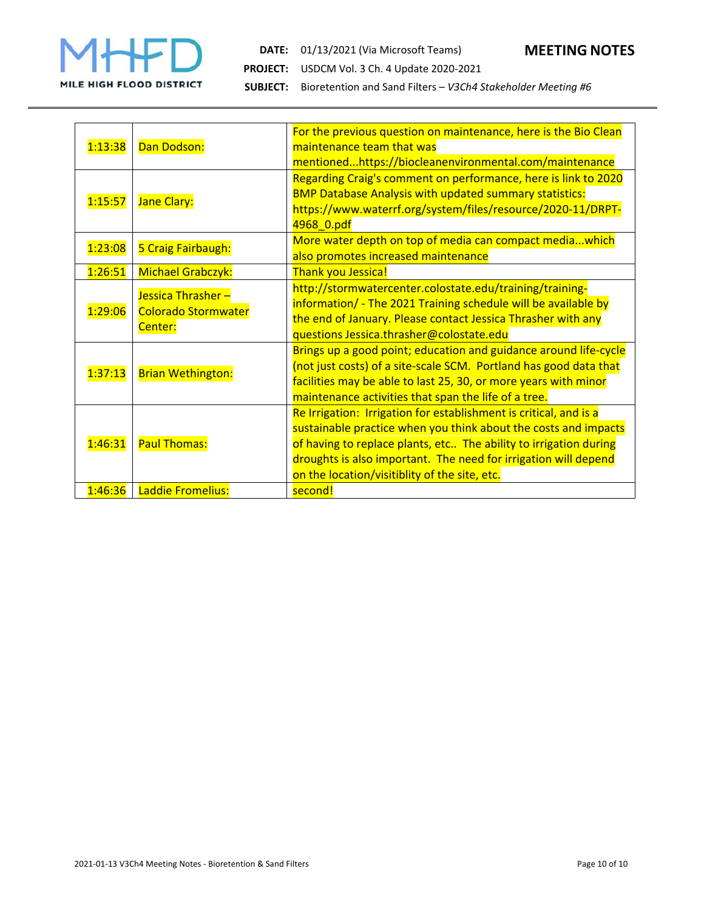| | | |
|---|---|---|
| 1:13:38 | Dan Dodson: | For the previous question on maintenance, here is the Bio Clean maintenance team that was mentioned...https://biocleanenvironmental.com/maintenance |
| 1:15:57 | Jane Clary: | Regarding Craig's comment on performance, here is link to 2020 BMP Database Analysis with updated summary statistics: https://www.waterrf.org/system/files/resource/2020-11/DRPT-4968_0.pdf |
| 1:23:08 | 5 Craig Fairbaugh: | More water depth on top of media can compact media...which also promotes increased maintenance |
| 1:26:51 | Michael Grabczyk: | Thank you Jessica! |
| 1:29:06 | Jessica Thrasher – Colorado Stormwater Center: | http://stormwatercenter.colostate.edu/training/training-information/ - The 2021 Training schedule will be available by the end of January. Please contact Jessica Thrasher with any questions Jessica.thrasher@colostate.edu |
| 1:37:13 | Brian Wethington: | Brings up a good point; education and guidance around life-cycle (not just costs) of a site-scale SCM. Portland has good data that facilities may be able to last 25, 30, or more years with minor maintenance activities that span the life of a tree. |
| 1:46:31 | Paul Thomas: | Re Irrigation: Irrigation for establishment is critical, and is a sustainable practice when you think about the costs and impacts of having to replace plants, etc.. The ability to irrigation during droughts is also important. The need for irrigation will depend on the location/visitiblity of the site, etc. |
| 1:46:36 | Laddie Fromelius: | second! |